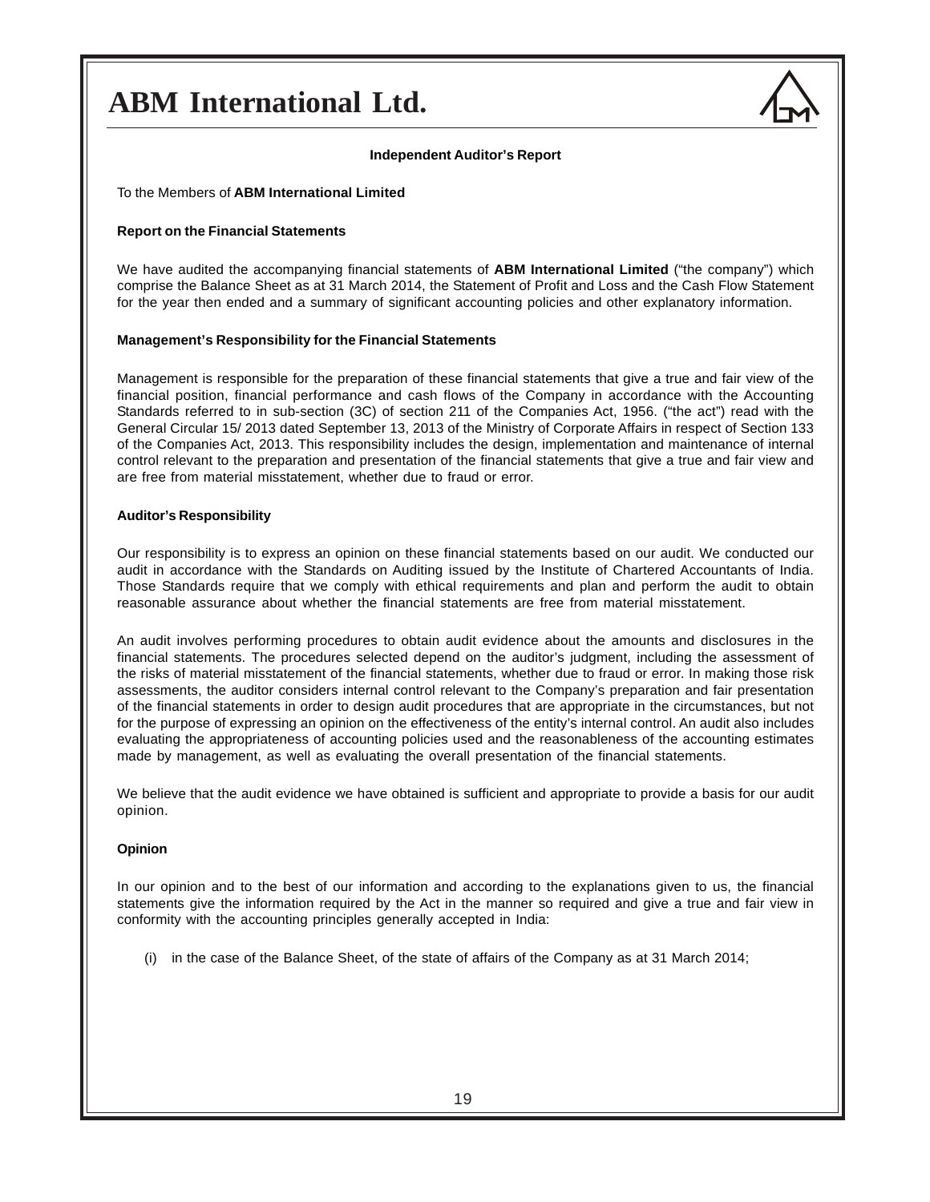# ABM International Ltd.

## Independent Auditor's Report

To the Members of **ABM International Limited**

### Report on the Financial Statements

We have audited the accompanying financial statements of **ABM International Limited** ("the company") which comprise the Balance Sheet as at 31 March 2014, the Statement of Profit and Loss and the Cash Flow Statement for the year then ended and a summary of significant accounting policies and other explanatory information.

### Management's Responsibility for the Financial Statements

Management is responsible for the preparation of these financial statements that give a true and fair view of the financial position, financial performance and cash flows of the Company in accordance with the Accounting Standards referred to in sub-section (3C) of section 211 of the Companies Act, 1956. ("the act") read with the General Circular 15/ 2013 dated September 13, 2013 of the Ministry of Corporate Affairs in respect of Section 133 of the Companies Act, 2013. This responsibility includes the design, implementation and maintenance of internal control relevant to the preparation and presentation of the financial statements that give a true and fair view and are free from material misstatement, whether due to fraud or error.

### Auditor's Responsibility

Our responsibility is to express an opinion on these financial statements based on our audit. We conducted our audit in accordance with the Standards on Auditing issued by the Institute of Chartered Accountants of India. Those Standards require that we comply with ethical requirements and plan and perform the audit to obtain reasonable assurance about whether the financial statements are free from material misstatement.

An audit involves performing procedures to obtain audit evidence about the amounts and disclosures in the financial statements. The procedures selected depend on the auditor's judgment, including the assessment of the risks of material misstatement of the financial statements, whether due to fraud or error. In making those risk assessments, the auditor considers internal control relevant to the Company's preparation and fair presentation of the financial statements in order to design audit procedures that are appropriate in the circumstances, but not for the purpose of expressing an opinion on the effectiveness of the entity's internal control. An audit also includes evaluating the appropriateness of accounting policies used and the reasonableness of the accounting estimates made by management, as well as evaluating the overall presentation of the financial statements.

We believe that the audit evidence we have obtained is sufficient and appropriate to provide a basis for our audit opinion.

### Opinion

In our opinion and to the best of our information and according to the explanations given to us, the financial statements give the information required by the Act in the manner so required and give a true and fair view in conformity with the accounting principles generally accepted in India:

(i) in the case of the Balance Sheet, of the state of affairs of the Company as at 31 March 2014;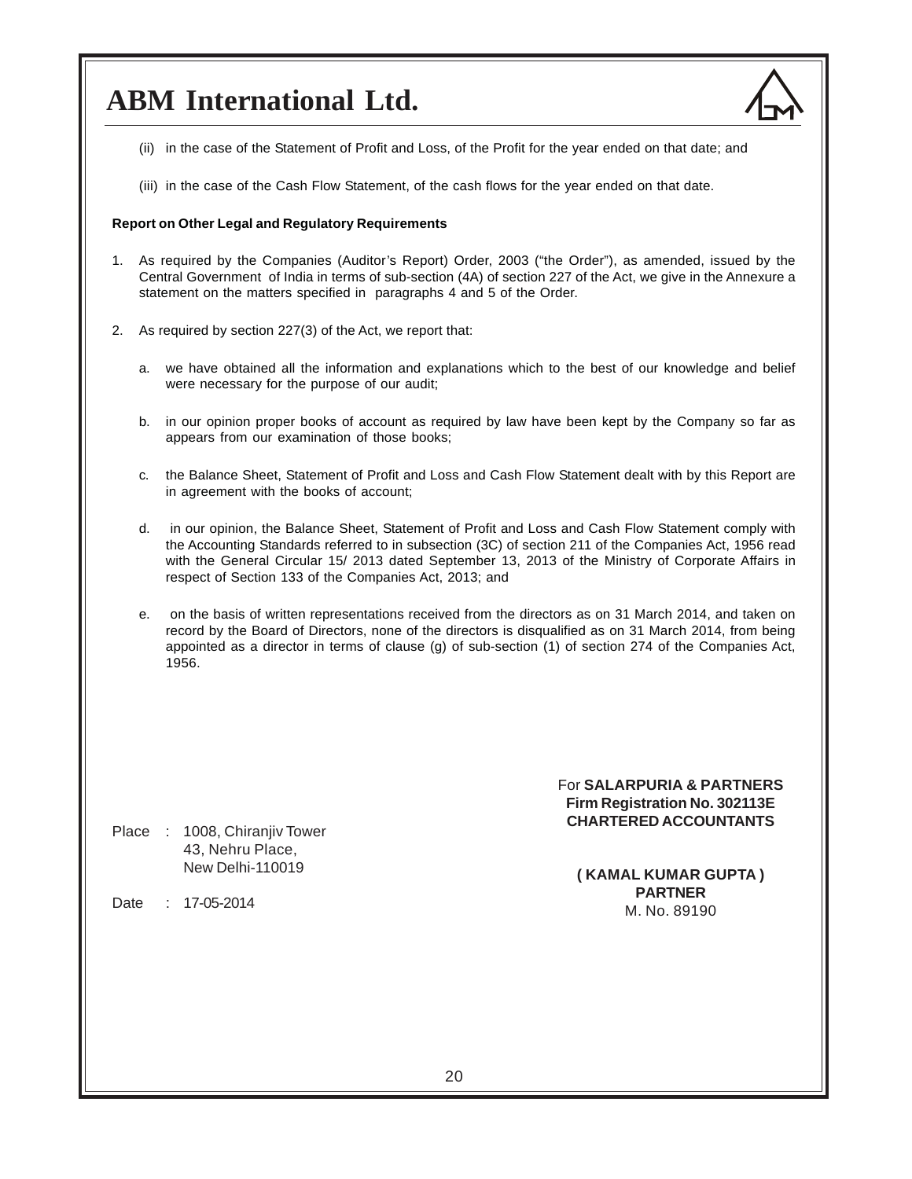(ii) in the case of the Statement of Profit and Loss, of the Profit for the year ended on that date; and

(iii) in the case of the Cash Flow Statement, of the cash flows for the year ended on that date.

**Report on Other Legal and Regulatory Requirements**

1. As required by the Companies (Auditor's Report) Order, 2003 ("the Order"), as amended, issued by the Central Government of India in terms of sub-section (4A) of section 227 of the Act, we give in the Annexure a statement on the matters specified in paragraphs 4 and 5 of the Order.

2. As required by section 227(3) of the Act, we report that:

   a. we have obtained all the information and explanations which to the best of our knowledge and belief were necessary for the purpose of our audit;

   b. in our opinion proper books of account as required by law have been kept by the Company so far as appears from our examination of those books;

   c. the Balance Sheet, Statement of Profit and Loss and Cash Flow Statement dealt with by this Report are in agreement with the books of account;

   d. in our opinion, the Balance Sheet, Statement of Profit and Loss and Cash Flow Statement comply with the Accounting Standards referred to in subsection (3C) of section 211 of the Companies Act, 1956 read with the General Circular 15/ 2013 dated September 13, 2013 of the Ministry of Corporate Affairs in respect of Section 133 of the Companies Act, 2013; and

   e. on the basis of written representations received from the directors as on 31 March 2014, and taken on record by the Board of Directors, none of the directors is disqualified as on 31 March 2014, from being appointed as a director in terms of clause (g) of sub-section (1) of section 274 of the Companies Act, 1956.

For **SALARPURIA & PARTNERS**
**Firm Registration No. 302113E**
**CHARTERED ACCOUNTANTS**

Place : 1008, Chiranjiv Tower
43, Nehru Place,
New Delhi-110019

Date : 17-05-2014

**( KAMAL KUMAR GUPTA )**
**PARTNER**
M. No. 89190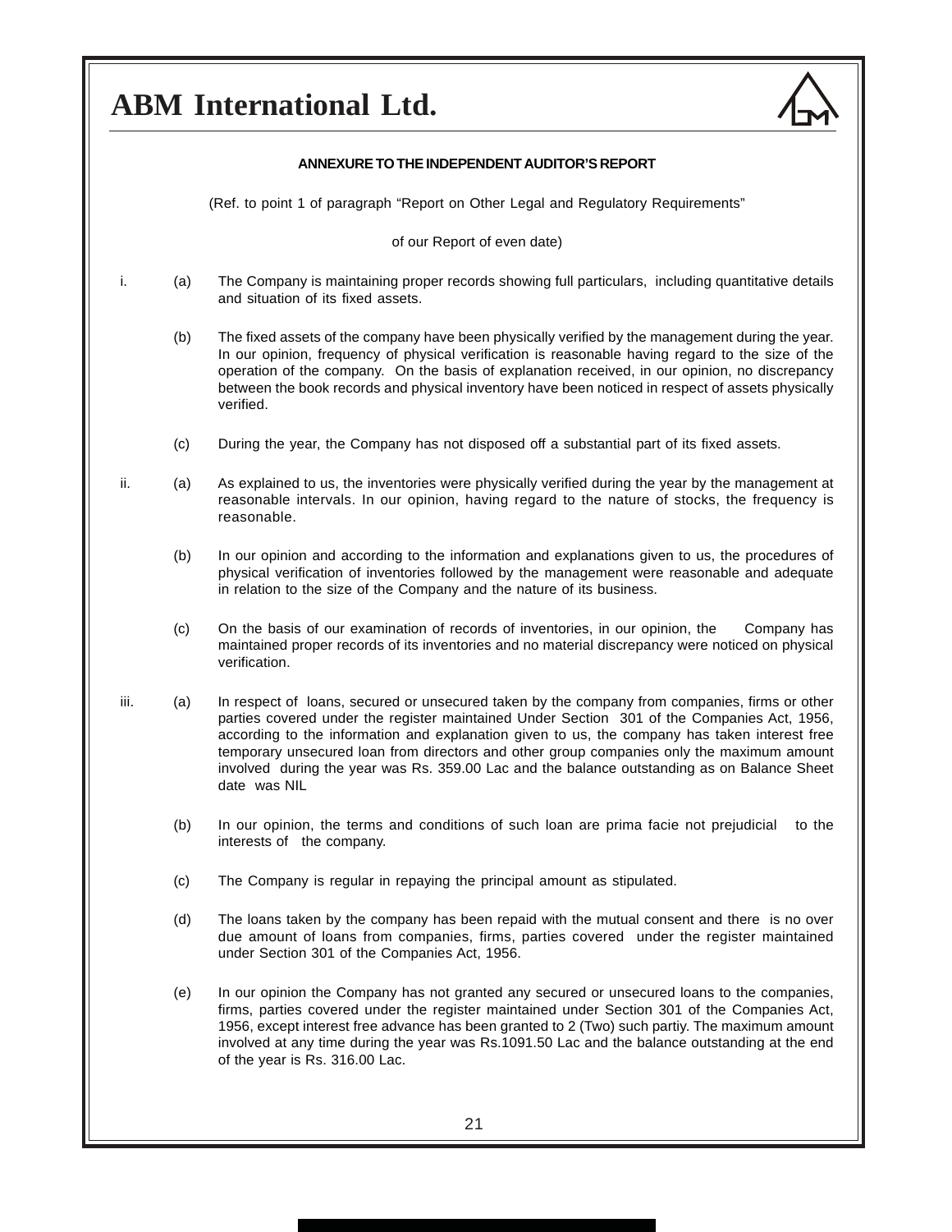## ANNEXURE TO THE INDEPENDENT AUDITOR'S REPORT

(Ref. to point 1 of paragraph "Report on Other Legal and Regulatory Requirements"

of our Report of even date)

i. (a) The Company is maintaining proper records showing full particulars, including quantitative details and situation of its fixed assets.

(b) The fixed assets of the company have been physically verified by the management during the year. In our opinion, frequency of physical verification is reasonable having regard to the size of the operation of the company. On the basis of explanation received, in our opinion, no discrepancy between the book records and physical inventory have been noticed in respect of assets physically verified.

(c) During the year, the Company has not disposed off a substantial part of its fixed assets.

ii. (a) As explained to us, the inventories were physically verified during the year by the management at reasonable intervals. In our opinion, having regard to the nature of stocks, the frequency is reasonable.

(b) In our opinion and according to the information and explanations given to us, the procedures of physical verification of inventories followed by the management were reasonable and adequate in relation to the size of the Company and the nature of its business.

(c) On the basis of our examination of records of inventories, in our opinion, the Company has maintained proper records of its inventories and no material discrepancy were noticed on physical verification.

iii. (a) In respect of loans, secured or unsecured taken by the company from companies, firms or other parties covered under the register maintained Under Section 301 of the Companies Act, 1956, according to the information and explanation given to us, the company has taken interest free temporary unsecured loan from directors and other group companies only the maximum amount involved during the year was Rs. 359.00 Lac and the balance outstanding as on Balance Sheet date was NIL

(b) In our opinion, the terms and conditions of such loan are prima facie not prejudicial to the interests of the company.

(c) The Company is regular in repaying the principal amount as stipulated.

(d) The loans taken by the company has been repaid with the mutual consent and there is no over due amount of loans from companies, firms, parties covered under the register maintained under Section 301 of the Companies Act, 1956.

(e) In our opinion the Company has not granted any secured or unsecured loans to the companies, firms, parties covered under the register maintained under Section 301 of the Companies Act, 1956, except interest free advance has been granted to 2 (Two) such partiy. The maximum amount involved at any time during the year was Rs.1091.50 Lac and the balance outstanding at the end of the year is Rs. 316.00 Lac.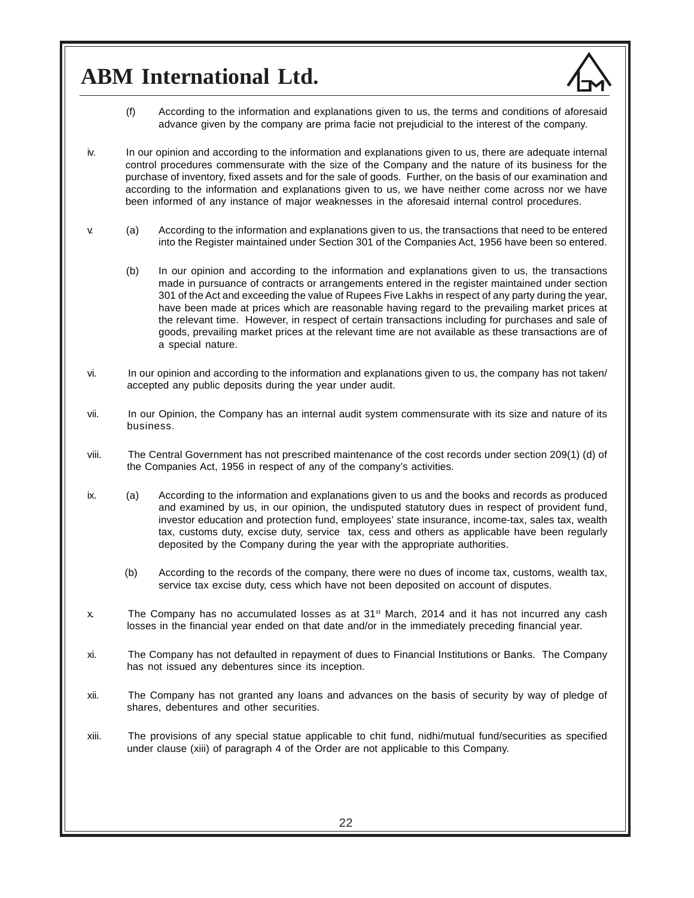(f) According to the information and explanations given to us, the terms and conditions of aforesaid advance given by the company are prima facie not prejudicial to the interest of the company.

iv. In our opinion and according to the information and explanations given to us, there are adequate internal control procedures commensurate with the size of the Company and the nature of its business for the purchase of inventory, fixed assets and for the sale of goods. Further, on the basis of our examination and according to the information and explanations given to us, we have neither come across nor we have been informed of any instance of major weaknesses in the aforesaid internal control procedures.

v. (a) According to the information and explanations given to us, the transactions that need to be entered into the Register maintained under Section 301 of the Companies Act, 1956 have been so entered.

(b) In our opinion and according to the information and explanations given to us, the transactions made in pursuance of contracts or arrangements entered in the register maintained under section 301 of the Act and exceeding the value of Rupees Five Lakhs in respect of any party during the year, have been made at prices which are reasonable having regard to the prevailing market prices at the relevant time. However, in respect of certain transactions including for purchases and sale of goods, prevailing market prices at the relevant time are not available as these transactions are of a special nature.

vi. In our opinion and according to the information and explanations given to us, the company has not taken/ accepted any public deposits during the year under audit.

vii. In our Opinion, the Company has an internal audit system commensurate with its size and nature of its business.

viii. The Central Government has not prescribed maintenance of the cost records under section 209(1) (d) of the Companies Act, 1956 in respect of any of the company's activities.

ix. (a) According to the information and explanations given to us and the books and records as produced and examined by us, in our opinion, the undisputed statutory dues in respect of provident fund, investor education and protection fund, employees' state insurance, income-tax, sales tax, wealth tax, customs duty, excise duty, service tax, cess and others as applicable have been regularly deposited by the Company during the year with the appropriate authorities.

(b) According to the records of the company, there were no dues of income tax, customs, wealth tax, service tax excise duty, cess which have not been deposited on account of disputes.

x. The Company has no accumulated losses as at 31st March, 2014 and it has not incurred any cash losses in the financial year ended on that date and/or in the immediately preceding financial year.

xi. The Company has not defaulted in repayment of dues to Financial Institutions or Banks. The Company has not issued any debentures since its inception.

xii. The Company has not granted any loans and advances on the basis of security by way of pledge of shares, debentures and other securities.

xiii. The provisions of any special statue applicable to chit fund, nidhi/mutual fund/securities as specified under clause (xiii) of paragraph 4 of the Order are not applicable to this Company.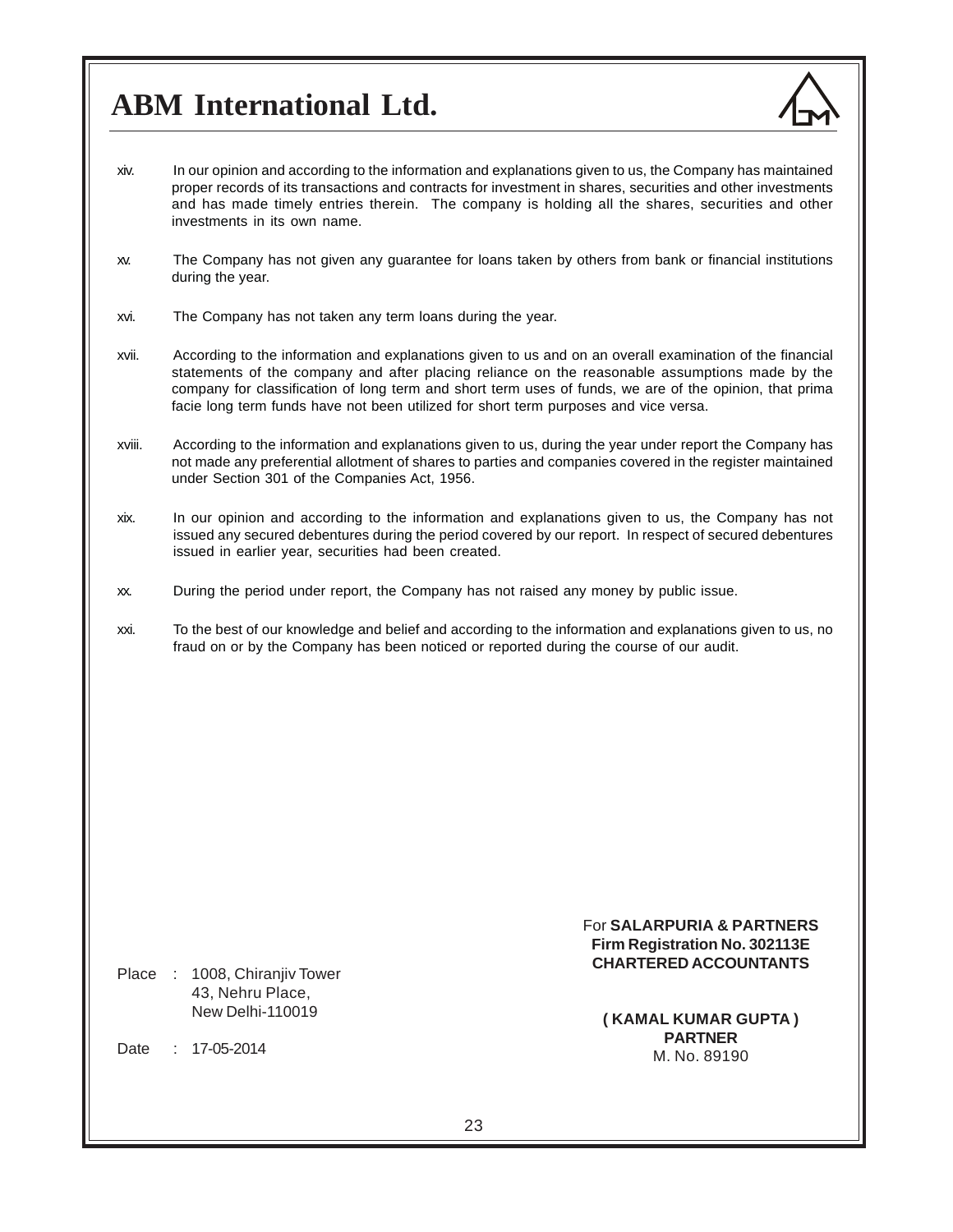xiv. In our opinion and according to the information and explanations given to us, the Company has maintained proper records of its transactions and contracts for investment in shares, securities and other investments and has made timely entries therein. The company is holding all the shares, securities and other investments in its own name.

xv. The Company has not given any guarantee for loans taken by others from bank or financial institutions during the year.

xvi. The Company has not taken any term loans during the year.

xvii. According to the information and explanations given to us and on an overall examination of the financial statements of the company and after placing reliance on the reasonable assumptions made by the company for classification of long term and short term uses of funds, we are of the opinion, that prima facie long term funds have not been utilized for short term purposes and vice versa.

xviii. According to the information and explanations given to us, during the year under report the Company has not made any preferential allotment of shares to parties and companies covered in the register maintained under Section 301 of the Companies Act, 1956.

xix. In our opinion and according to the information and explanations given to us, the Company has not issued any secured debentures during the period covered by our report. In respect of secured debentures issued in earlier year, securities had been created.

xx. During the period under report, the Company has not raised any money by public issue.

xxi. To the best of our knowledge and belief and according to the information and explanations given to us, no fraud on or by the Company has been noticed or reported during the course of our audit.

For **SALARPURIA & PARTNERS**
**Firm Registration No. 302113E**
**CHARTERED ACCOUNTANTS**

Place : 1008, Chiranjiv Tower
43, Nehru Place,
New Delhi-110019

Date : 17-05-2014

**( KAMAL KUMAR GUPTA )**
**PARTNER**
M. No. 89190